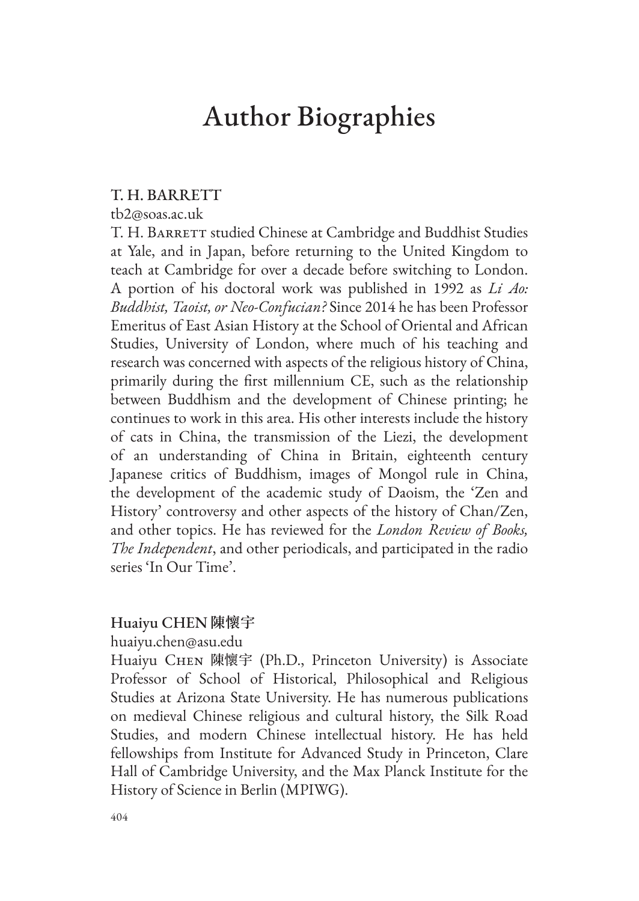# Author Biographies

## T. H. BARRETT

tb2@soas.ac.uk

T. H. Barrett studied Chinese at Cambridge and Buddhist Studies at Yale, and in Japan, before returning to the United Kingdom to teach at Cambridge for over a decade before switching to London. A portion of his doctoral work was published in 1992 as *Li Ao: Buddhist, Taoist, or Neo-Confucian?* Since 2014 he has been Professor Emeritus of East Asian History at the School of Oriental and African Studies, University of London, where much of his teaching and research was concerned with aspects of the religious history of China, primarily during the first millennium CE, such as the relationship between Buddhism and the development of Chinese printing; he continues to work in this area. His other interests include the history of cats in China, the transmission of the Liezi, the development of an understanding of China in Britain, eighteenth century Japanese critics of Buddhism, images of Mongol rule in China, the development of the academic study of Daoism, the 'Zen and History' controversy and other aspects of the history of Chan/Zen, and other topics. He has reviewed for the *London Review of Books, The Independent*, and other periodicals, and participated in the radio series 'In Our Time'.

## Huaiyu CHEN 陳懷宇

huaiyu.chen@asu.edu

Huaiyu Chen 陳懷宇 (Ph.D., Princeton University) is Associate Professor of School of Historical, Philosophical and Religious Studies at Arizona State University. He has numerous publications on medieval Chinese religious and cultural history, the Silk Road Studies, and modern Chinese intellectual history. He has held fellowships from Institute for Advanced Study in Princeton, Clare Hall of Cambridge University, and the Max Planck Institute for the History of Science in Berlin (MPIWG).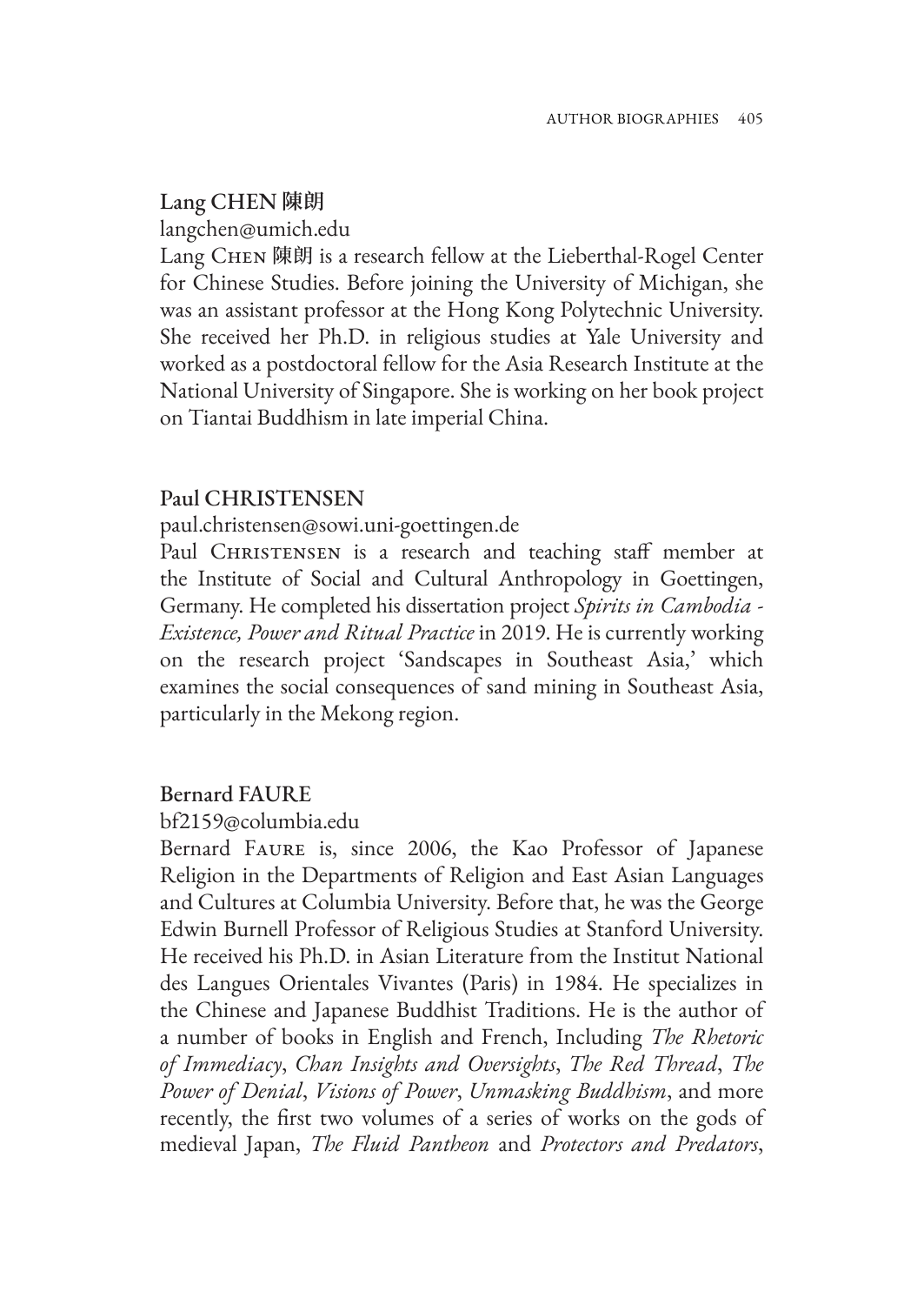### Lang CHEN 陳朗

langchen@umich.edu

Lang Chen 陳朗 is a research fellow at the Lieberthal-Rogel Center for Chinese Studies. Before joining the University of Michigan, she was an assistant professor at the Hong Kong Polytechnic University. She received her Ph.D. in religious studies at Yale University and worked as a postdoctoral fellow for the Asia Research Institute at the National University of Singapore. She is working on her book project on Tiantai Buddhism in late imperial China.

### Paul CHRISTENSEN

paul.christensen@sowi.uni-goettingen.de

Paul Christensen is a research and teaching staff member at the Institute of Social and Cultural Anthropology in Goettingen, Germany. He completed his dissertation project *Spirits in Cambodia - Existence, Power and Ritual Practice* in 2019. He is currently working on the research project 'Sandscapes in Southeast Asia,' which examines the social consequences of sand mining in Southeast Asia, particularly in the Mekong region.

### Bernard FAURE

bf2159@columbia.edu

Bernard Faure is, since 2006, the Kao Professor of Japanese Religion in the Departments of Religion and East Asian Languages and Cultures at Columbia University. Before that, he was the George Edwin Burnell Professor of Religious Studies at Stanford University. He received his Ph.D. in Asian Literature from the Institut National des Langues Orientales Vivantes (Paris) in 1984. He specializes in the Chinese and Japanese Buddhist Traditions. He is the author of a number of books in English and French, Including *The Rhetoric of Immediacy*, *Chan Insights and Oversights*, *The Red Thread*, *The Power of Denial*, *Visions of Power*, *Unmasking Buddhism*, and more recently, the first two volumes of a series of works on the gods of medieval Japan, *The Fluid Pantheon* and *Protectors and Predators*,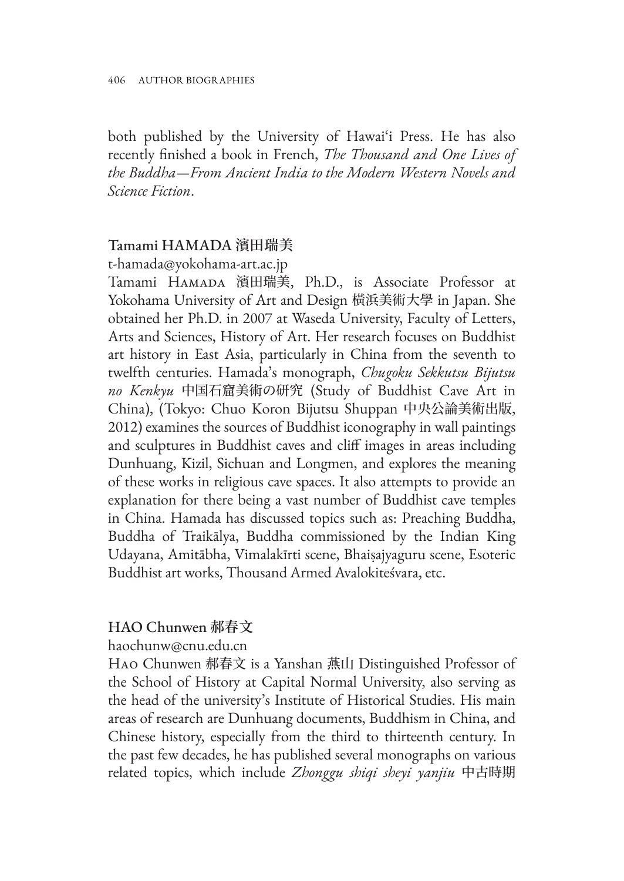both published by the University of Hawaiʻi Press. He has also recently finished a book in French, *The Thousand and One Lives of the Buddha—From Ancient India to the Modern Western Novels and Science Fiction*.

## Tamami HAMADA 濱田瑞美

t-hamada@yokohama-art.ac.jp

Tamami Hamada 濱田瑞美, Ph.D., is Associate Professor at Yokohama University of Art and Design 横浜美術大學 in Japan. She obtained her Ph.D. in 2007 at Waseda University, Faculty of Letters, Arts and Sciences, History of Art. Her research focuses on Buddhist art history in East Asia, particularly in China from the seventh to twelfth centuries. Hamada's monograph, *Chugoku Sekkutsu Bijutsu no Kenkyu* 中国石窟美術の研究 (Study of Buddhist Cave Art in China), (Tokyo: Chuo Koron Bijutsu Shuppan 中央公論美術出版, 2012) examines the sources of Buddhist iconography in wall paintings and sculptures in Buddhist caves and cliff images in areas including Dunhuang, Kizil, Sichuan and Longmen, and explores the meaning of these works in religious cave spaces. It also attempts to provide an explanation for there being a vast number of Buddhist cave temples in China. Hamada has discussed topics such as: Preaching Buddha, Buddha of Traikālya, Buddha commissioned by the Indian King Udayana, Amitābha, Vimalakīrti scene, Bhaiṣajyaguru scene, Esoteric Buddhist art works, Thousand Armed Avalokiteśvara, etc.

## HAO Chunwen 郝春文

haochunw@cnu.edu.cn

Hao Chunwen 郝春文 is a Yanshan 燕山 Distinguished Professor of the School of History at Capital Normal University, also serving as the head of the university's Institute of Historical Studies. His main areas of research are Dunhuang documents, Buddhism in China, and Chinese history, especially from the third to thirteenth century. In the past few decades, he has published several monographs on various related topics, which include *Zhonggu shiqi sheyi yanjiu* 中古時期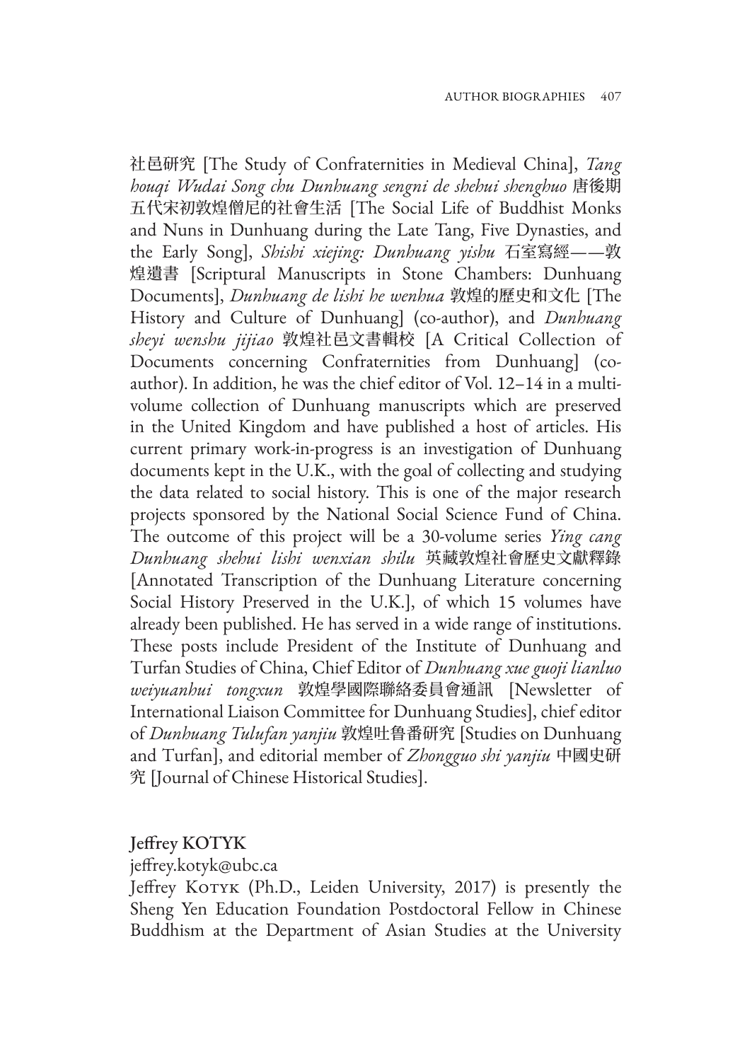社邑研究 [The Study of Confraternities in Medieval China], *Tang houqi Wudai Song chu Dunhuang sengni de shehui shenghuo* 唐後期五代宋初敦煌僧尼的社會生活 [The Social Life of Buddhist Monks and Nuns in Dunhuang during the Late Tang, Five Dynasties, and the Early Song], *Shishi xiejing: Dunhuang yishu* 石室寫經——敦煌遺書 [Scriptural Manuscripts in Stone Chambers: Dunhuang Documents], *Dunhuang de lishi he wenhua* 敦煌的歷史和文化 [The History and Culture of Dunhuang] (co-author), and *Dunhuang sheyi wenshu jijiao* 敦煌社邑文書輯校 [A Critical Collection of Documents concerning Confraternities from Dunhuang] (co-author). In addition, he was the chief editor of Vol. 12–14 in a multi-volume collection of Dunhuang manuscripts which are preserved in the United Kingdom and have published a host of articles. His current primary work-in-progress is an investigation of Dunhuang documents kept in the U.K., with the goal of collecting and studying the data related to social history. This is one of the major research projects sponsored by the National Social Science Fund of China. The outcome of this project will be a 30-volume series *Ying cang Dunhuang shehui lishi wenxian shilu* 英藏敦煌社會歷史文獻釋錄 [Annotated Transcription of the Dunhuang Literature concerning Social History Preserved in the U.K.], of which 15 volumes have already been published. He has served in a wide range of institutions. These posts include President of the Institute of Dunhuang and Turfan Studies of China, Chief Editor of *Dunhuang xue guoji lianluo weiyuanhui tongxun* 敦煌學國際聯絡委員會通訊 [Newsletter of International Liaison Committee for Dunhuang Studies], chief editor of *Dunhuang Tulufan yanjiu* 敦煌吐鲁番研究 [Studies on Dunhuang and Turfan], and editorial member of *Zhongguo shi yanjiu* 中國史研究 [Journal of Chinese Historical Studies].

## Jeffrey KOTYK

jeffrey.kotyk@ubc.ca

Jeffrey Kotyk (Ph.D., Leiden University, 2017) is presently the Sheng Yen Education Foundation Postdoctoral Fellow in Chinese Buddhism at the Department of Asian Studies at the University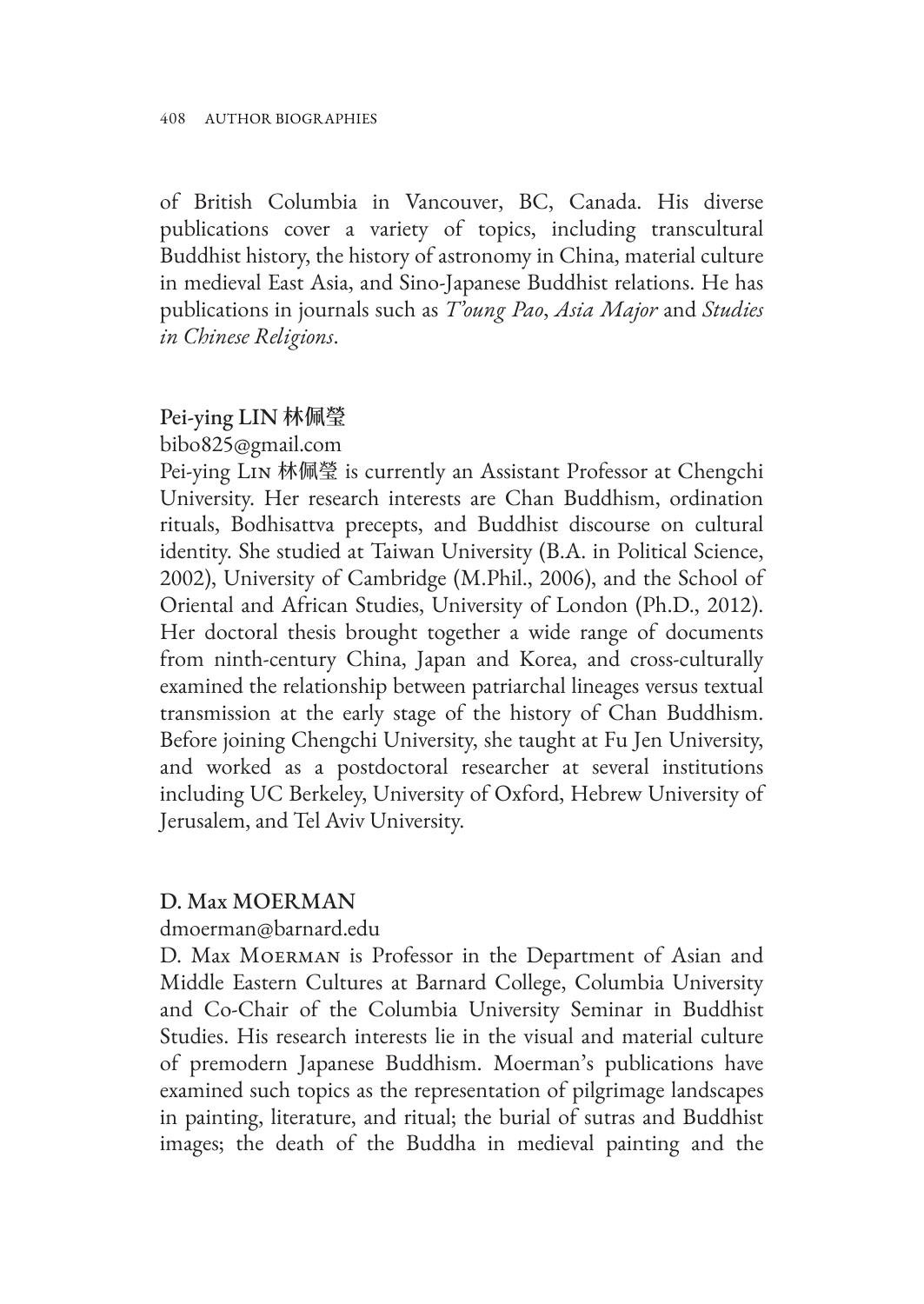of British Columbia in Vancouver, BC, Canada. His diverse publications cover a variety of topics, including transcultural Buddhist history, the history of astronomy in China, material culture in medieval East Asia, and Sino-Japanese Buddhist relations. He has publications in journals such as *T'oung Pao*, *Asia Major* and *Studies in Chinese Religions*.

## Pei-ying LIN 林佩瑩

bibo825@gmail.com

Pei-ying Lin 林佩瑩 is currently an Assistant Professor at Chengchi University. Her research interests are Chan Buddhism, ordination rituals, Bodhisattva precepts, and Buddhist discourse on cultural identity. She studied at Taiwan University (B.A. in Political Science, 2002), University of Cambridge (M.Phil., 2006), and the School of Oriental and African Studies, University of London (Ph.D., 2012). Her doctoral thesis brought together a wide range of documents from ninth-century China, Japan and Korea, and cross-culturally examined the relationship between patriarchal lineages versus textual transmission at the early stage of the history of Chan Buddhism. Before joining Chengchi University, she taught at Fu Jen University, and worked as a postdoctoral researcher at several institutions including UC Berkeley, University of Oxford, Hebrew University of Jerusalem, and Tel Aviv University.

## D. Max MOERMAN

dmoerman@barnard.edu

D. Max Moerman is Professor in the Department of Asian and Middle Eastern Cultures at Barnard College, Columbia University and Co-Chair of the Columbia University Seminar in Buddhist Studies. His research interests lie in the visual and material culture of premodern Japanese Buddhism. Moerman's publications have examined such topics as the representation of pilgrimage landscapes in painting, literature, and ritual; the burial of sutras and Buddhist images; the death of the Buddha in medieval painting and the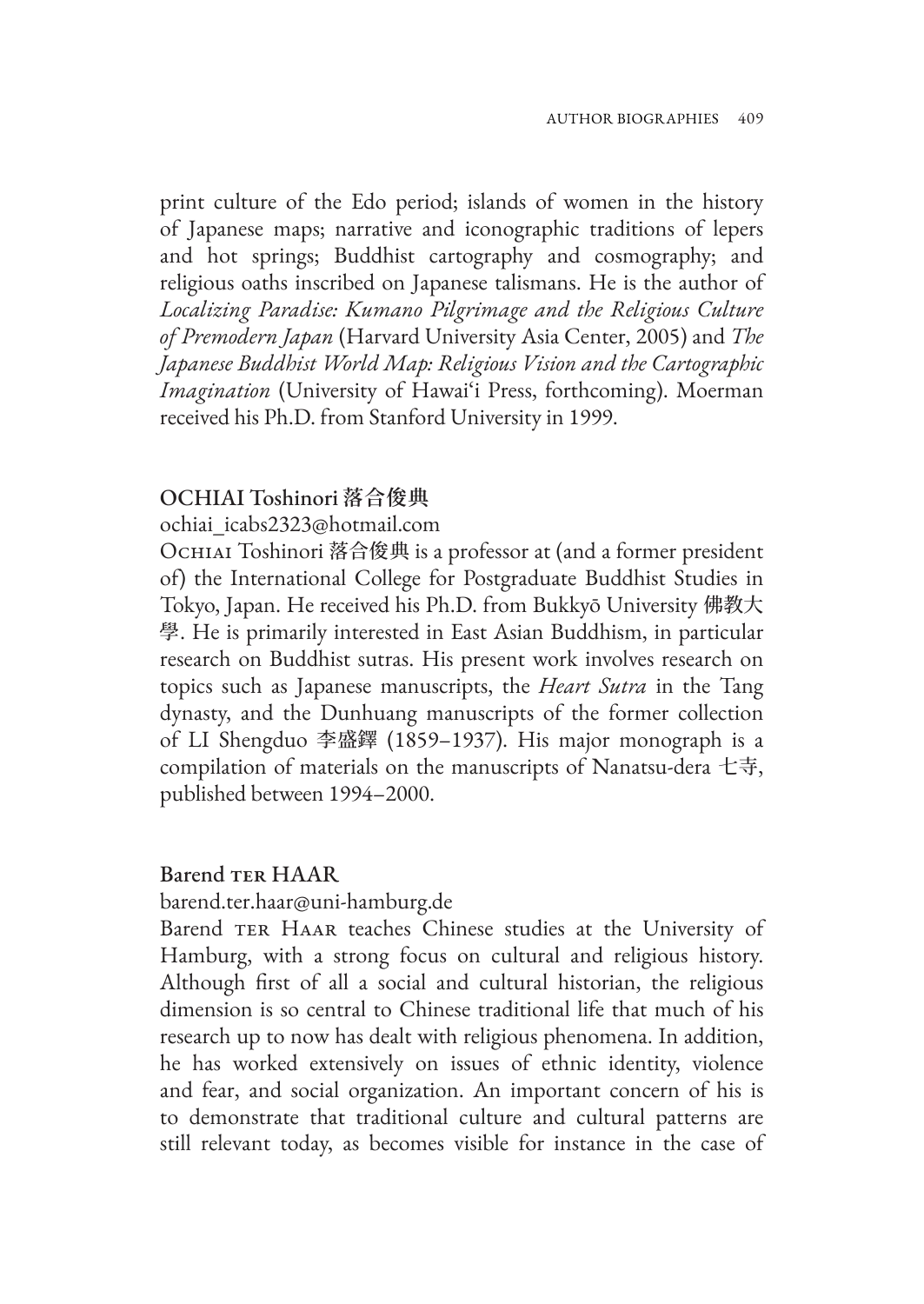print culture of the Edo period; islands of women in the history of Japanese maps; narrative and iconographic traditions of lepers and hot springs; Buddhist cartography and cosmography; and religious oaths inscribed on Japanese talismans. He is the author of *Localizing Paradise: Kumano Pilgrimage and the Religious Culture of Premodern Japan* (Harvard University Asia Center, 2005) and *The Japanese Buddhist World Map: Religious Vision and the Cartographic Imagination* (University of Hawaiʻi Press, forthcoming). Moerman received his Ph.D. from Stanford University in 1999.

## OCHIAI Toshinori 落合俊典

ochiai_icabs2323@hotmail.com

OCHIAI Toshinori 落合俊典 is a professor at (and a former president of) the International College for Postgraduate Buddhist Studies in Tokyo, Japan. He received his Ph.D. from Bukkyō University 佛教大學. He is primarily interested in East Asian Buddhism, in particular research on Buddhist sutras. His present work involves research on topics such as Japanese manuscripts, the *Heart Sutra* in the Tang dynasty, and the Dunhuang manuscripts of the former collection of LI Shengduo 李盛鐸 (1859–1937). His major monograph is a compilation of materials on the manuscripts of Nanatsu-dera 七寺, published between 1994–2000.

## Barend TER HAAR

barend.ter.haar@uni-hamburg.de

Barend TER HAAR teaches Chinese studies at the University of Hamburg, with a strong focus on cultural and religious history. Although first of all a social and cultural historian, the religious dimension is so central to Chinese traditional life that much of his research up to now has dealt with religious phenomena. In addition, he has worked extensively on issues of ethnic identity, violence and fear, and social organization. An important concern of his is to demonstrate that traditional culture and cultural patterns are still relevant today, as becomes visible for instance in the case of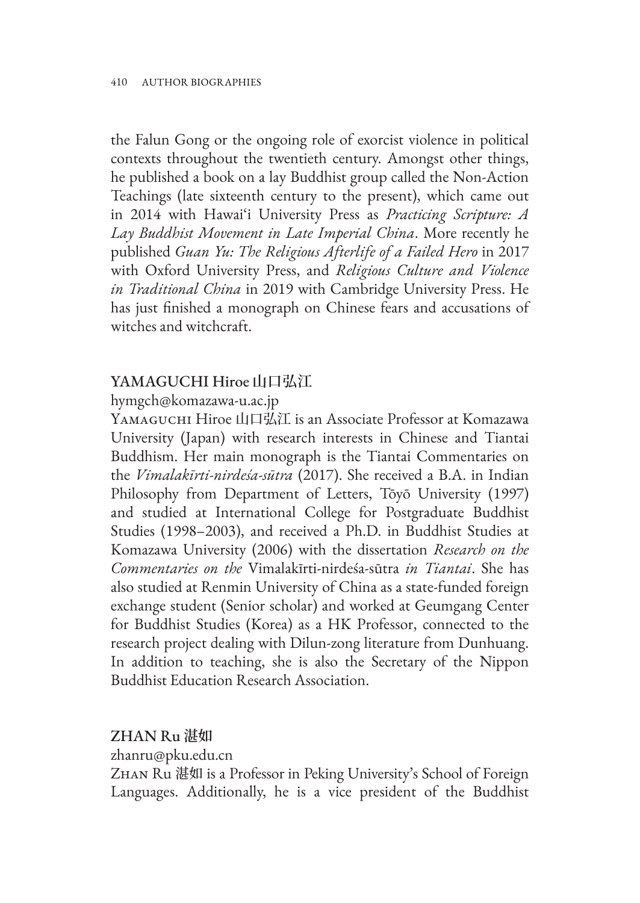the Falun Gong or the ongoing role of exorcist violence in political contexts throughout the twentieth century. Amongst other things, he published a book on a lay Buddhist group called the Non-Action Teachings (late sixteenth century to the present), which came out in 2014 with Hawai'i University Press as *Practicing Scripture: A Lay Buddhist Movement in Late Imperial China*. More recently he published *Guan Yu: The Religious Afterlife of a Failed Hero* in 2017 with Oxford University Press, and *Religious Culture and Violence in Traditional China* in 2019 with Cambridge University Press. He has just finished a monograph on Chinese fears and accusations of witches and witchcraft.

## YAMAGUCHI Hiroe 山口弘江

hymgch@komazawa-u.ac.jp

Yamaguchi Hiroe 山口弘江 is an Associate Professor at Komazawa University (Japan) with research interests in Chinese and Tiantai Buddhism. Her main monograph is the Tiantai Commentaries on the *Vimalakīrti-nirdeśa-sūtra* (2017). She received a B.A. in Indian Philosophy from Department of Letters, Tōyō University (1997) and studied at International College for Postgraduate Buddhist Studies (1998–2003), and received a Ph.D. in Buddhist Studies at Komazawa University (2006) with the dissertation *Research on the Commentaries on the* Vimalakīrti-nirdeśa-sūtra *in Tiantai*. She has also studied at Renmin University of China as a state-funded foreign exchange student (Senior scholar) and worked at Geumgang Center for Buddhist Studies (Korea) as a HK Professor, connected to the research project dealing with Dilun-zong literature from Dunhuang. In addition to teaching, she is also the Secretary of the Nippon Buddhist Education Research Association.

## ZHAN Ru 湛如

zhanru@pku.edu.cn

Zhan Ru 湛如 is a Professor in Peking University's School of Foreign Languages. Additionally, he is a vice president of the Buddhist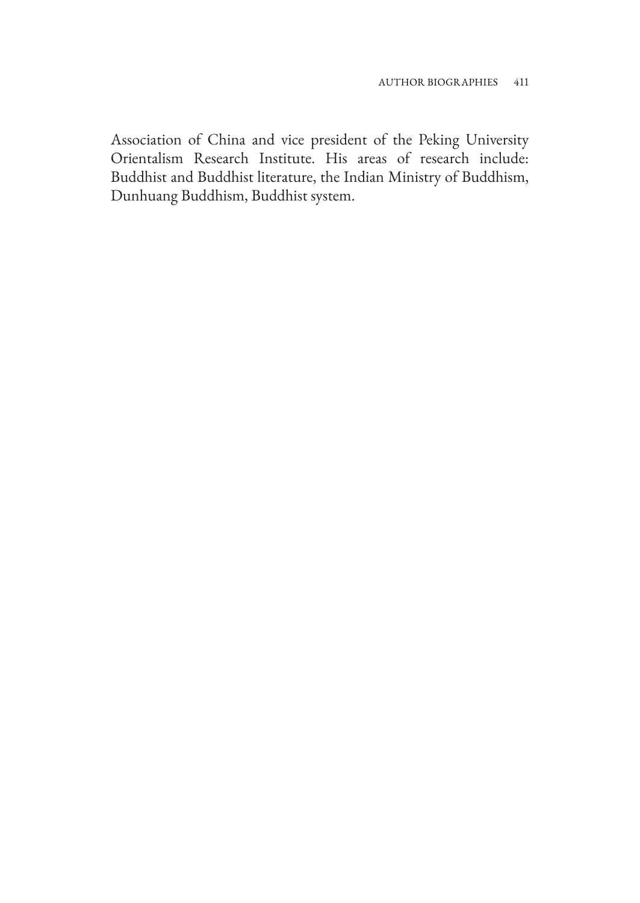Association of China and vice president of the Peking University Orientalism Research Institute. His areas of research include: Buddhist and Buddhist literature, the Indian Ministry of Buddhism, Dunhuang Buddhism, Buddhist system.